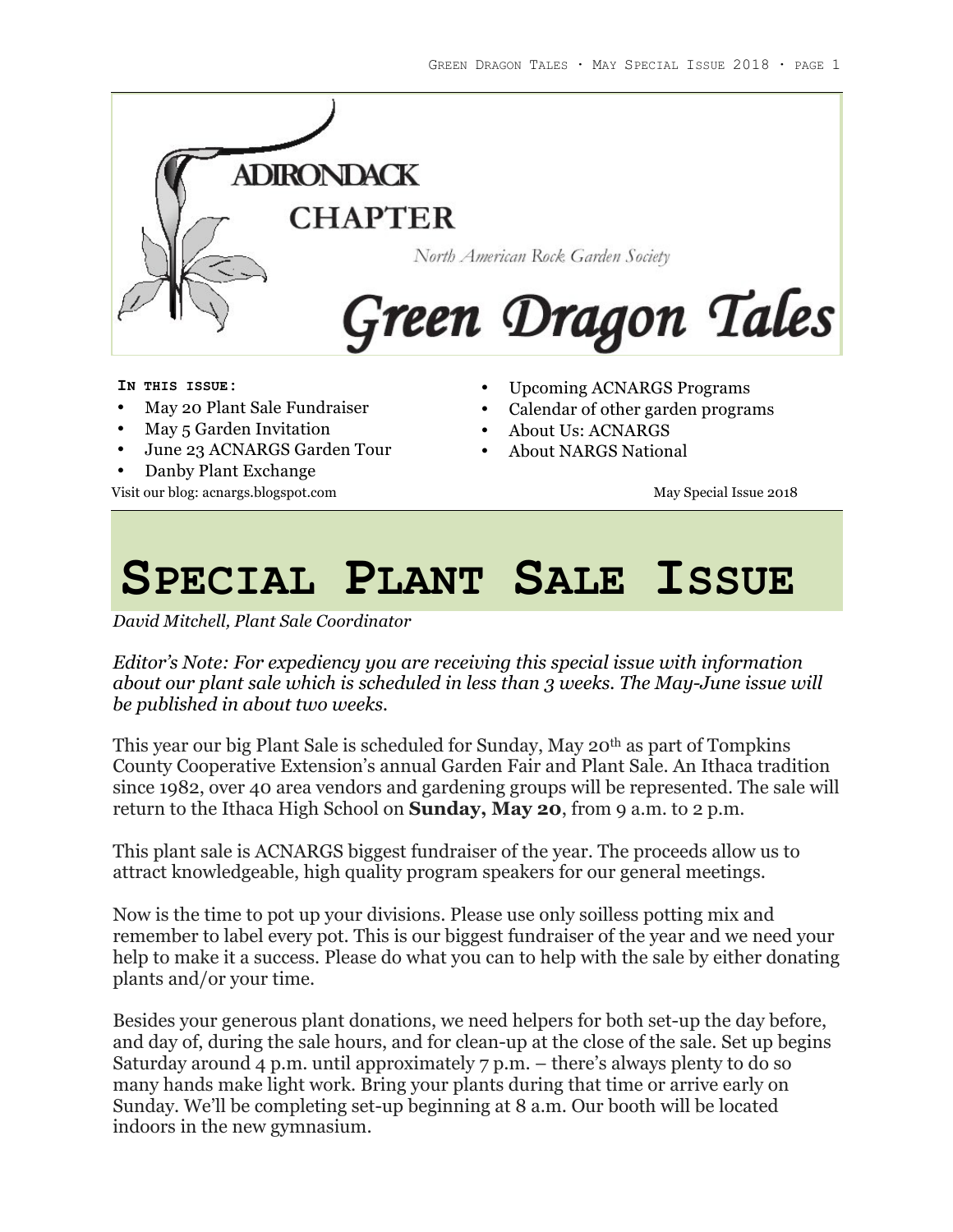# ADIRONDACK CHAPTER

North American Rock Garden Society

# Green Dragon Tales

**IN THIS ISSUE:**

- May 20 Plant Sale Fundraiser
- May 5 Garden Invitation
- June 23 ACNARGS Garden Tour
- Danby Plant Exchange
- Upcoming ACNARGS Programs
- Calendar of other garden programs
- About Us: ACNARGS
- About NARGS National

Visit our blog: acnargs.blogspot.com

May Special Issue 2018

## SPECIAL PLANT SALE ISSUE

*David Mitchell, Plant Sale Coordinator*

*Editor's Note: For expediency you are receiving this special issue with information about our plant sale which is scheduled in less than 3 weeks. The May-June issue will be published in about two weeks.*

This year our big Plant Sale is scheduled for Sunday, May 20th as part of Tompkins County Cooperative Extension's annual Garden Fair and Plant Sale. An Ithaca tradition since 1982, over 40 area vendors and gardening groups will be represented. The sale will return to the Ithaca High School on **Sunday, May 20**, from 9 a.m. to 2 p.m.

This plant sale is ACNARGS biggest fundraiser of the year. The proceeds allow us to attract knowledgeable, high quality program speakers for our general meetings.

Now is the time to pot up your divisions. Please use only soilless potting mix and remember to label every pot. This is our biggest fundraiser of the year and we need your help to make it a success. Please do what you can to help with the sale by either donating plants and/or your time.

Besides your generous plant donations, we need helpers for both set-up the day before, and day of, during the sale hours, and for clean-up at the close of the sale. Set up begins Saturday around 4 p.m. until approximately 7 p.m. – there's always plenty to do so many hands make light work. Bring your plants during that time or arrive early on Sunday. We'll be completing set-up beginning at 8 a.m. Our booth will be located indoors in the new gymnasium.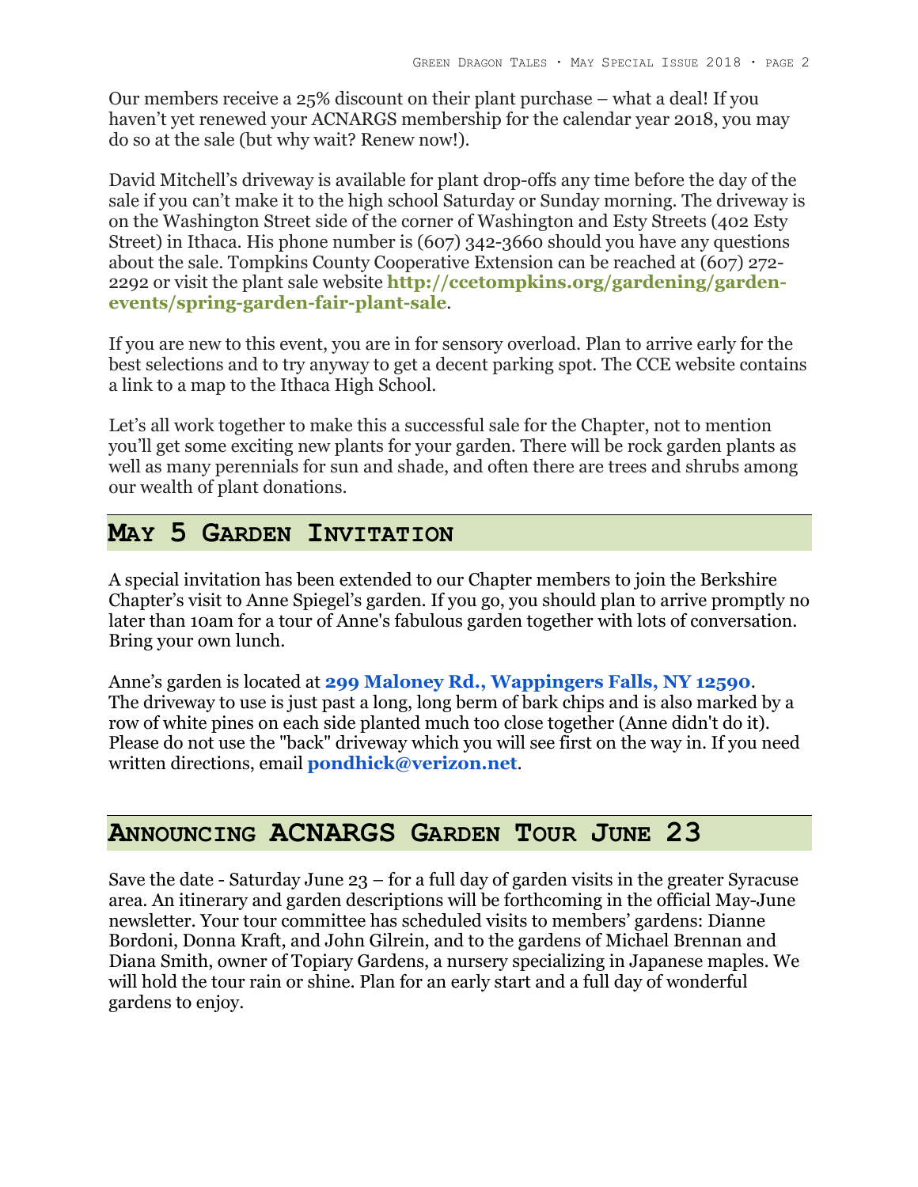Our members receive a 25% discount on their plant purchase – what a deal! If you haven't yet renewed your ACNARGS membership for the calendar year 2018, you may do so at the sale (but why wait? Renew now!).

David Mitchell's driveway is available for plant drop-offs any time before the day of the sale if you can't make it to the high school Saturday or Sunday morning. The driveway is on the Washington Street side of the corner of Washington and Esty Streets (402 Esty Street) in Ithaca. His phone number is (607) 342-3660 should you have any questions about the sale. Tompkins County Cooperative Extension can be reached at (607) 272-2292 or visit the plant sale website **http://ccetompkins.org/gardening/garden-events/spring-garden-fair-plant-sale**.

If you are new to this event, you are in for sensory overload. Plan to arrive early for the best selections and to try anyway to get a decent parking spot. The CCE website contains a link to a map to the Ithaca High School.

Let's all work together to make this a successful sale for the Chapter, not to mention you'll get some exciting new plants for your garden. There will be rock garden plants as well as many perennials for sun and shade, and often there are trees and shrubs among our wealth of plant donations.

## May 5 Garden Invitation

A special invitation has been extended to our Chapter members to join the Berkshire Chapter's visit to Anne Spiegel's garden. If you go, you should plan to arrive promptly no later than 10am for a tour of Anne's fabulous garden together with lots of conversation. Bring your own lunch.

Anne's garden is located at **299 Maloney Rd., Wappingers Falls, NY 12590**. The driveway to use is just past a long, long berm of bark chips and is also marked by a row of white pines on each side planted much too close together (Anne didn't do it). Please do not use the "back" driveway which you will see first on the way in. If you need written directions, email **pondhick@verizon.net**.

## Announcing ACNARGS Garden Tour June 23

Save the date - Saturday June 23 – for a full day of garden visits in the greater Syracuse area. An itinerary and garden descriptions will be forthcoming in the official May-June newsletter. Your tour committee has scheduled visits to members' gardens: Dianne Bordoni, Donna Kraft, and John Gilrein, and to the gardens of Michael Brennan and Diana Smith, owner of Topiary Gardens, a nursery specializing in Japanese maples. We will hold the tour rain or shine. Plan for an early start and a full day of wonderful gardens to enjoy.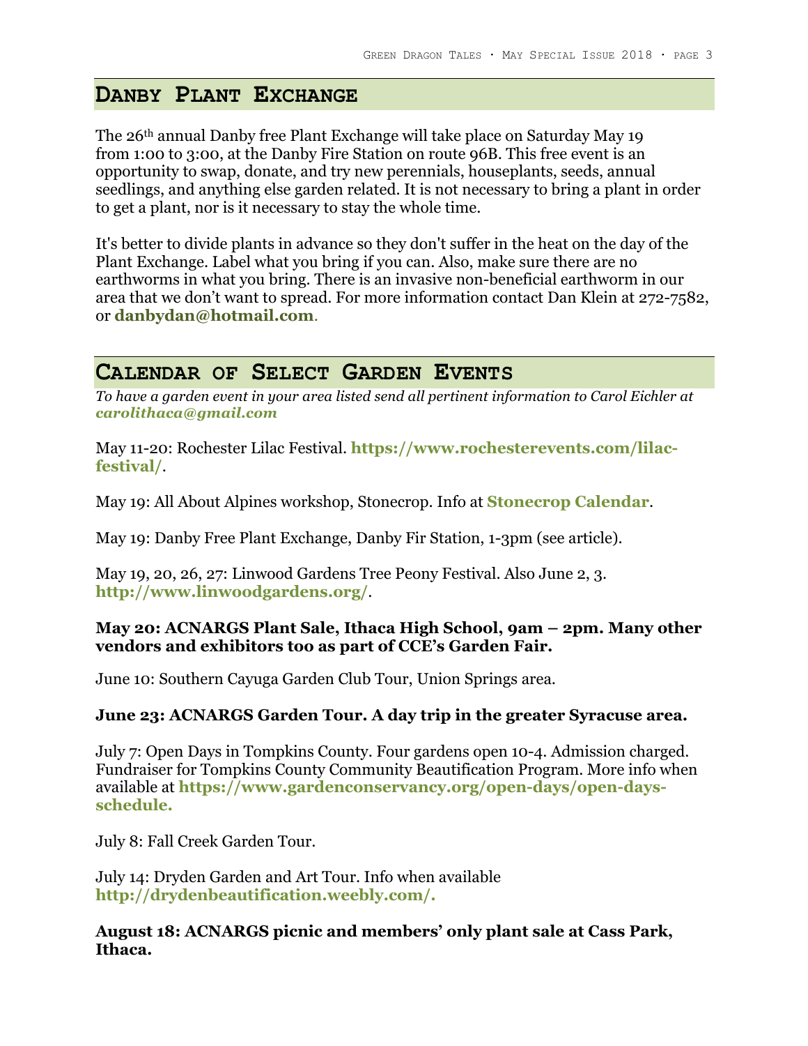## Danby Plant Exchange

The 26th annual Danby free Plant Exchange will take place on Saturday May 19 from 1:00 to 3:00, at the Danby Fire Station on route 96B. This free event is an opportunity to swap, donate, and try new perennials, houseplants, seeds, annual seedlings, and anything else garden related. It is not necessary to bring a plant in order to get a plant, nor is it necessary to stay the whole time.

It's better to divide plants in advance so they don't suffer in the heat on the day of the Plant Exchange. Label what you bring if you can. Also, make sure there are no earthworms in what you bring. There is an invasive non-beneficial earthworm in our area that we don't want to spread. For more information contact Dan Klein at 272-7582, or **danbydan@hotmail.com**.

## Calendar of Select Garden Events

*To have a garden event in your area listed send all pertinent information to Carol Eichler at* ***carolithaca@gmail.com***

May 11-20: Rochester Lilac Festival. **https://www.rochesterevents.com/lilac-festival/**.

May 19: All About Alpines workshop, Stonecrop. Info at **Stonecrop Calendar**.

May 19: Danby Free Plant Exchange, Danby Fir Station, 1-3pm (see article).

May 19, 20, 26, 27: Linwood Gardens Tree Peony Festival. Also June 2, 3. **http://www.linwoodgardens.org/**.

**May 20: ACNARGS Plant Sale, Ithaca High School, 9am – 2pm. Many other vendors and exhibitors too as part of CCE's Garden Fair.**

June 10: Southern Cayuga Garden Club Tour, Union Springs area.

**June 23: ACNARGS Garden Tour. A day trip in the greater Syracuse area.**

July 7: Open Days in Tompkins County. Four gardens open 10-4. Admission charged. Fundraiser for Tompkins County Community Beautification Program. More info when available at **https://www.gardenconservancy.org/open-days/open-days-schedule.**

July 8: Fall Creek Garden Tour.

July 14: Dryden Garden and Art Tour. Info when available **http://drydenbeautification.weebly.com/.**

**August 18: ACNARGS picnic and members' only plant sale at Cass Park, Ithaca.**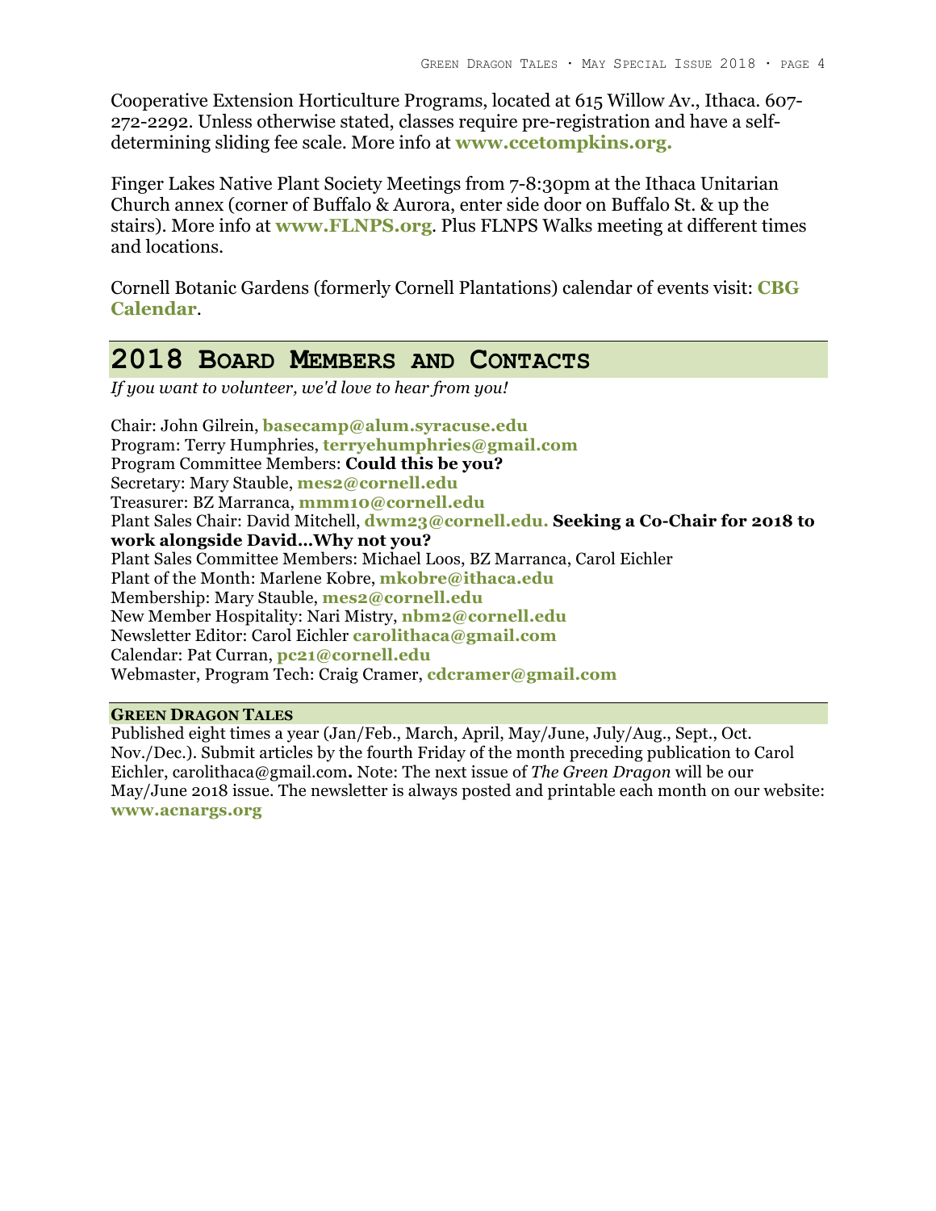Cooperative Extension Horticulture Programs, located at 615 Willow Av., Ithaca. 607-272-2292. Unless otherwise stated, classes require pre-registration and have a self-determining sliding fee scale. More info at **www.ccetompkins.org.**

Finger Lakes Native Plant Society Meetings from 7-8:30pm at the Ithaca Unitarian Church annex (corner of Buffalo & Aurora, enter side door on Buffalo St. & up the stairs). More info at **www.FLNPS.org**. Plus FLNPS Walks meeting at different times and locations.

Cornell Botanic Gardens (formerly Cornell Plantations) calendar of events visit: **CBG Calendar**.

## 2018 Board Members and Contacts

*If you want to volunteer, we'd love to hear from you!*

Chair: John Gilrein, **basecamp@alum.syracuse.edu**
Program: Terry Humphries, **terryehumphries@gmail.com**
Program Committee Members: **Could this be you?**
Secretary: Mary Stauble, **mes2@cornell.edu**
Treasurer: BZ Marranca, **mmm10@cornell.edu**
Plant Sales Chair: David Mitchell, **dwm23@cornell.edu. Seeking a Co-Chair for 2018 to work alongside David…Why not you?**
Plant Sales Committee Members: Michael Loos, BZ Marranca, Carol Eichler
Plant of the Month: Marlene Kobre, **mkobre@ithaca.edu**
Membership: Mary Stauble, **mes2@cornell.edu**
New Member Hospitality: Nari Mistry, **nbm2@cornell.edu**
Newsletter Editor: Carol Eichler **carolithaca@gmail.com**
Calendar: Pat Curran, **pc21@cornell.edu**
Webmaster, Program Tech: Craig Cramer, **cdcramer@gmail.com**

### Green Dragon Tales

Published eight times a year (Jan/Feb., March, April, May/June, July/Aug., Sept., Oct. Nov./Dec.). Submit articles by the fourth Friday of the month preceding publication to Carol Eichler, carolithaca@gmail.com**.** Note: The next issue of *The Green Dragon* will be our May/June 2018 issue. The newsletter is always posted and printable each month on our website: **www.acnargs.org**